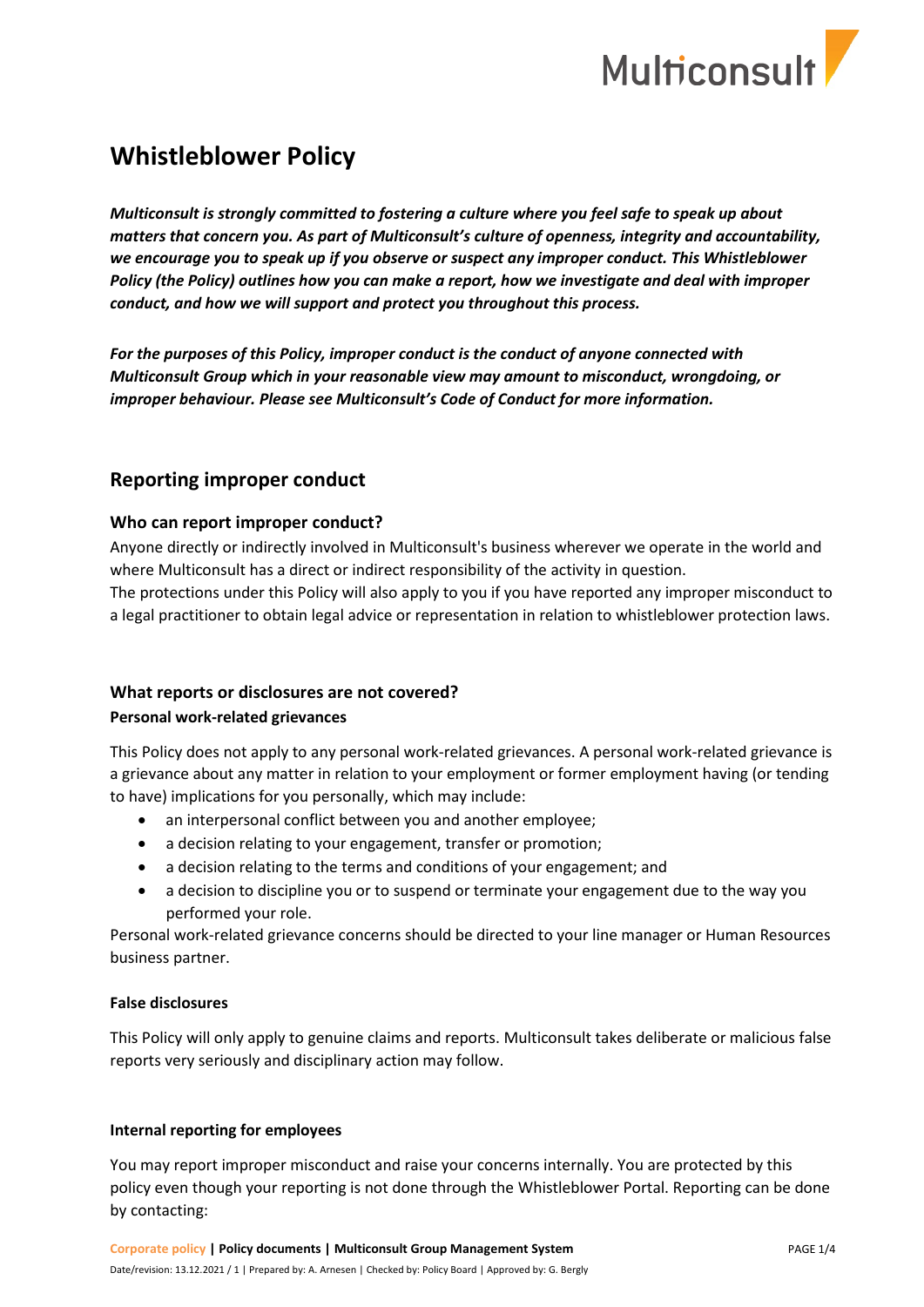# Whistleblower Policy

***Multiconsult is strongly committed to fostering a culture where you feel safe to speak up about matters that concern you. As part of Multiconsult's culture of openness, integrity and accountability, we encourage you to speak up if you observe or suspect any improper conduct. This Whistleblower Policy (the Policy) outlines how you can make a report, how we investigate and deal with improper conduct, and how we will support and protect you throughout this process.***

***For the purposes of this Policy, improper conduct is the conduct of anyone connected with Multiconsult Group which in your reasonable view may amount to misconduct, wrongdoing, or improper behaviour. Please see Multiconsult's Code of Conduct for more information.***

## Reporting improper conduct

### Who can report improper conduct?

Anyone directly or indirectly involved in Multiconsult's business wherever we operate in the world and where Multiconsult has a direct or indirect responsibility of the activity in question.
The protections under this Policy will also apply to you if you have reported any improper misconduct to a legal practitioner to obtain legal advice or representation in relation to whistleblower protection laws.

### What reports or disclosures are not covered?

**Personal work-related grievances**

This Policy does not apply to any personal work-related grievances. A personal work-related grievance is a grievance about any matter in relation to your employment or former employment having (or tending to have) implications for you personally, which may include:

- an interpersonal conflict between you and another employee;
- a decision relating to your engagement, transfer or promotion;
- a decision relating to the terms and conditions of your engagement; and
- a decision to discipline you or to suspend or terminate your engagement due to the way you performed your role.

Personal work-related grievance concerns should be directed to your line manager or Human Resources business partner.

**False disclosures**

This Policy will only apply to genuine claims and reports. Multiconsult takes deliberate or malicious false reports very seriously and disciplinary action may follow.

**Internal reporting for employees**

You may report improper misconduct and raise your concerns internally. You are protected by this policy even though your reporting is not done through the Whistleblower Portal. Reporting can be done by contacting: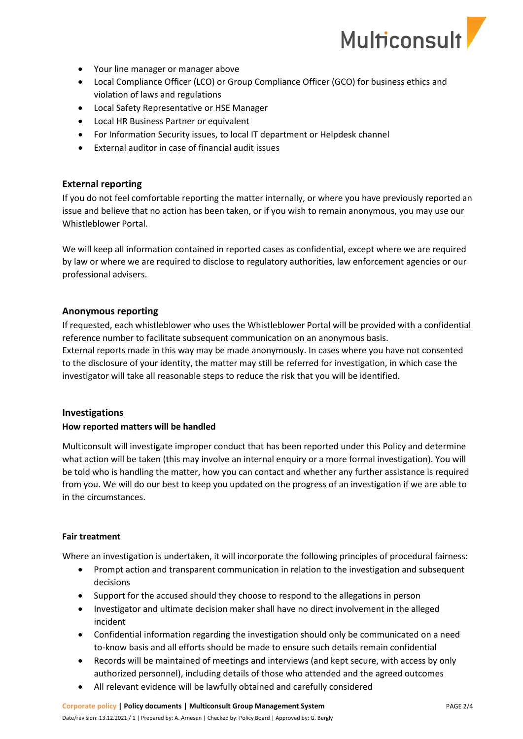- Your line manager or manager above
- Local Compliance Officer (LCO) or Group Compliance Officer (GCO) for business ethics and violation of laws and regulations
- Local Safety Representative or HSE Manager
- Local HR Business Partner or equivalent
- For Information Security issues, to local IT department or Helpdesk channel
- External auditor in case of financial audit issues

## External reporting

If you do not feel comfortable reporting the matter internally, or where you have previously reported an issue and believe that no action has been taken, or if you wish to remain anonymous, you may use our Whistleblower Portal.

We will keep all information contained in reported cases as confidential, except where we are required by law or where we are required to disclose to regulatory authorities, law enforcement agencies or our professional advisers.

## Anonymous reporting

If requested, each whistleblower who uses the Whistleblower Portal will be provided with a confidential reference number to facilitate subsequent communication on an anonymous basis.
External reports made in this way may be made anonymously. In cases where you have not consented to the disclosure of your identity, the matter may still be referred for investigation, in which case the investigator will take all reasonable steps to reduce the risk that you will be identified.

## Investigations

### How reported matters will be handled

Multiconsult will investigate improper conduct that has been reported under this Policy and determine what action will be taken (this may involve an internal enquiry or a more formal investigation). You will be told who is handling the matter, how you can contact and whether any further assistance is required from you. We will do our best to keep you updated on the progress of an investigation if we are able to in the circumstances.

### Fair treatment

Where an investigation is undertaken, it will incorporate the following principles of procedural fairness:

- Prompt action and transparent communication in relation to the investigation and subsequent decisions
- Support for the accused should they choose to respond to the allegations in person
- Investigator and ultimate decision maker shall have no direct involvement in the alleged incident
- Confidential information regarding the investigation should only be communicated on a need to-know basis and all efforts should be made to ensure such details remain confidential
- Records will be maintained of meetings and interviews (and kept secure, with access by only authorized personnel), including details of those who attended and the agreed outcomes
- All relevant evidence will be lawfully obtained and carefully considered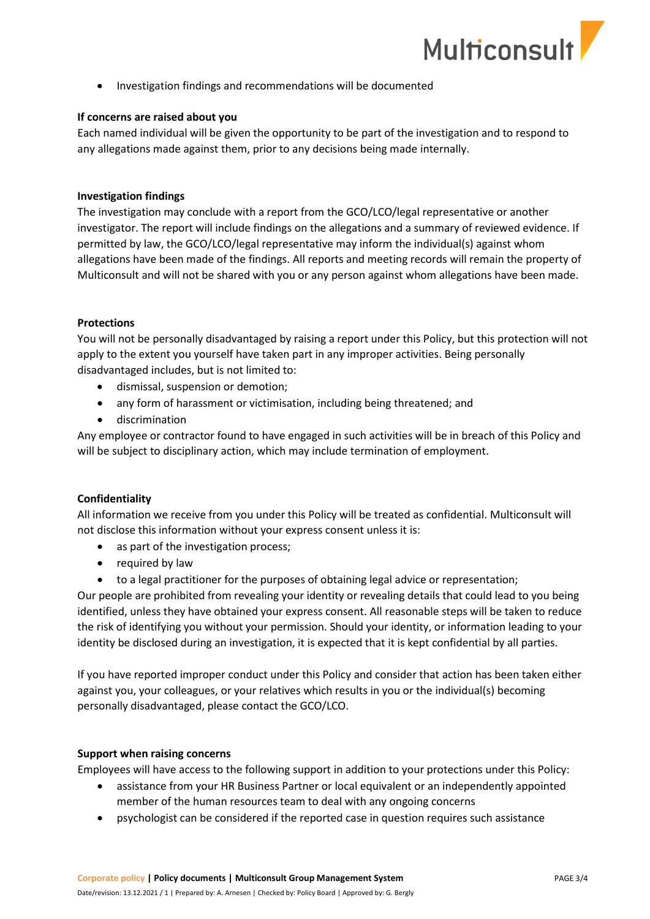- Investigation findings and recommendations will be documented

**If concerns are raised about you**

Each named individual will be given the opportunity to be part of the investigation and to respond to any allegations made against them, prior to any decisions being made internally.

**Investigation findings**

The investigation may conclude with a report from the GCO/LCO/legal representative or another investigator. The report will include findings on the allegations and a summary of reviewed evidence. If permitted by law, the GCO/LCO/legal representative may inform the individual(s) against whom allegations have been made of the findings. All reports and meeting records will remain the property of Multiconsult and will not be shared with you or any person against whom allegations have been made.

**Protections**

You will not be personally disadvantaged by raising a report under this Policy, but this protection will not apply to the extent you yourself have taken part in any improper activities. Being personally disadvantaged includes, but is not limited to:

- dismissal, suspension or demotion;
- any form of harassment or victimisation, including being threatened; and
- discrimination

Any employee or contractor found to have engaged in such activities will be in breach of this Policy and will be subject to disciplinary action, which may include termination of employment.

**Confidentiality**

All information we receive from you under this Policy will be treated as confidential. Multiconsult will not disclose this information without your express consent unless it is:

- as part of the investigation process;
- required by law
- to a legal practitioner for the purposes of obtaining legal advice or representation;

Our people are prohibited from revealing your identity or revealing details that could lead to you being identified, unless they have obtained your express consent. All reasonable steps will be taken to reduce the risk of identifying you without your permission. Should your identity, or information leading to your identity be disclosed during an investigation, it is expected that it is kept confidential by all parties.

If you have reported improper conduct under this Policy and consider that action has been taken either against you, your colleagues, or your relatives which results in you or the individual(s) becoming personally disadvantaged, please contact the GCO/LCO.

**Support when raising concerns**

Employees will have access to the following support in addition to your protections under this Policy:

- assistance from your HR Business Partner or local equivalent or an independently appointed member of the human resources team to deal with any ongoing concerns
- psychologist can be considered if the reported case in question requires such assistance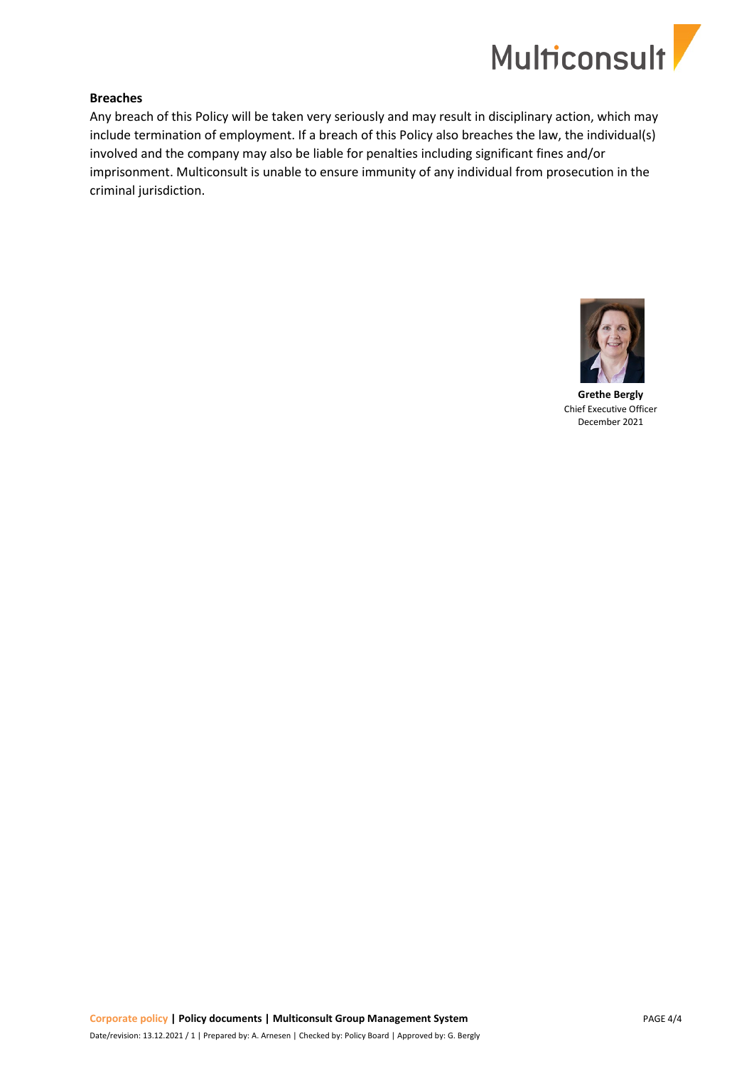## Breaches

Any breach of this Policy will be taken very seriously and may result in disciplinary action, which may include termination of employment. If a breach of this Policy also breaches the law, the individual(s) involved and the company may also be liable for penalties including significant fines and/or imprisonment. Multiconsult is unable to ensure immunity of any individual from prosecution in the criminal jurisdiction.

**Grethe Bergly**
Chief Executive Officer
December 2021